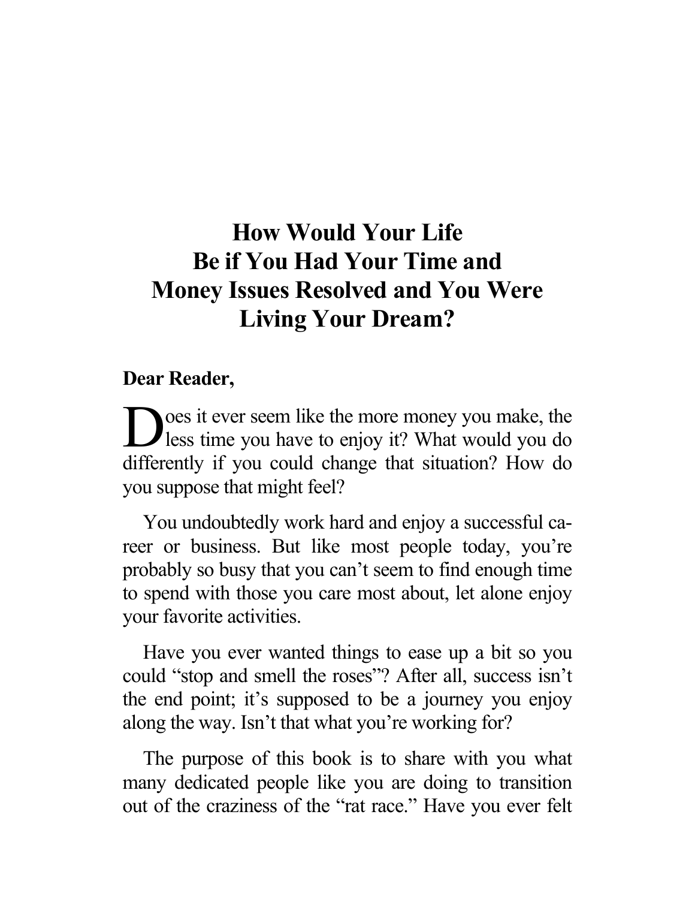# How Would Your Life Be if You Had Your Time and Money Issues Resolved and You Were Living Your Dream?

**Dear Reader,**

Does it ever seem like the more money you make, the less time you have to enjoy it? What would you do differently if you could change that situation? How do you suppose that might feel?

You undoubtedly work hard and enjoy a successful career or business. But like most people today, you're probably so busy that you can't seem to find enough time to spend with those you care most about, let alone enjoy your favorite activities.

Have you ever wanted things to ease up a bit so you could "stop and smell the roses"? After all, success isn't the end point; it's supposed to be a journey you enjoy along the way. Isn't that what you're working for?

The purpose of this book is to share with you what many dedicated people like you are doing to transition out of the craziness of the "rat race." Have you ever felt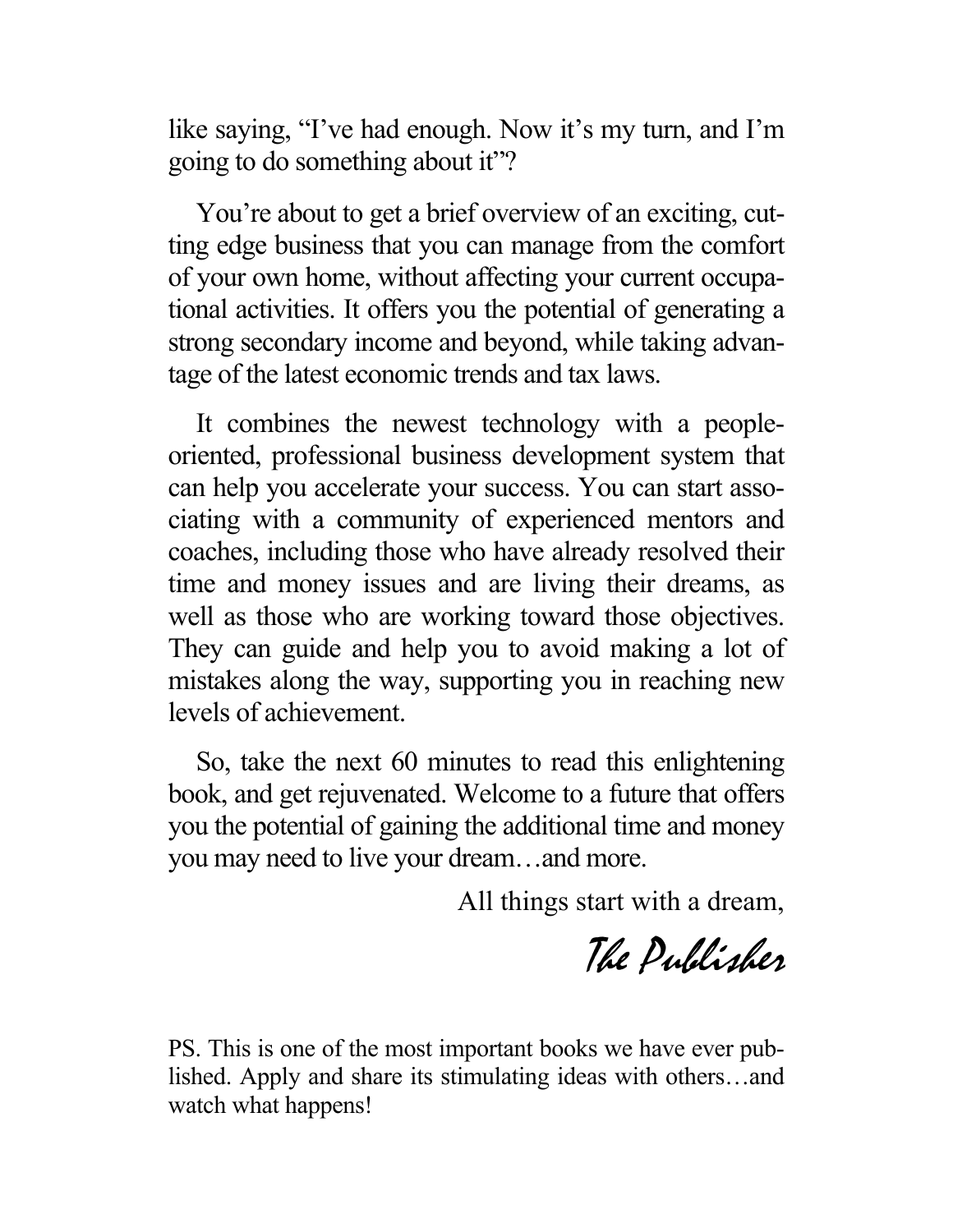like saying, "I've had enough. Now it's my turn, and I'm going to do something about it"?

You're about to get a brief overview of an exciting, cutting edge business that you can manage from the comfort of your own home, without affecting your current occupational activities. It offers you the potential of generating a strong secondary income and beyond, while taking advantage of the latest economic trends and tax laws.

It combines the newest technology with a people-oriented, professional business development system that can help you accelerate your success. You can start associating with a community of experienced mentors and coaches, including those who have already resolved their time and money issues and are living their dreams, as well as those who are working toward those objectives. They can guide and help you to avoid making a lot of mistakes along the way, supporting you in reaching new levels of achievement.

So, take the next 60 minutes to read this enlightening book, and get rejuvenated. Welcome to a future that offers you the potential of gaining the additional time and money you may need to live your dream…and more.

All things start with a dream,

*The Publisher*

PS. This is one of the most important books we have ever published. Apply and share its stimulating ideas with others…and watch what happens!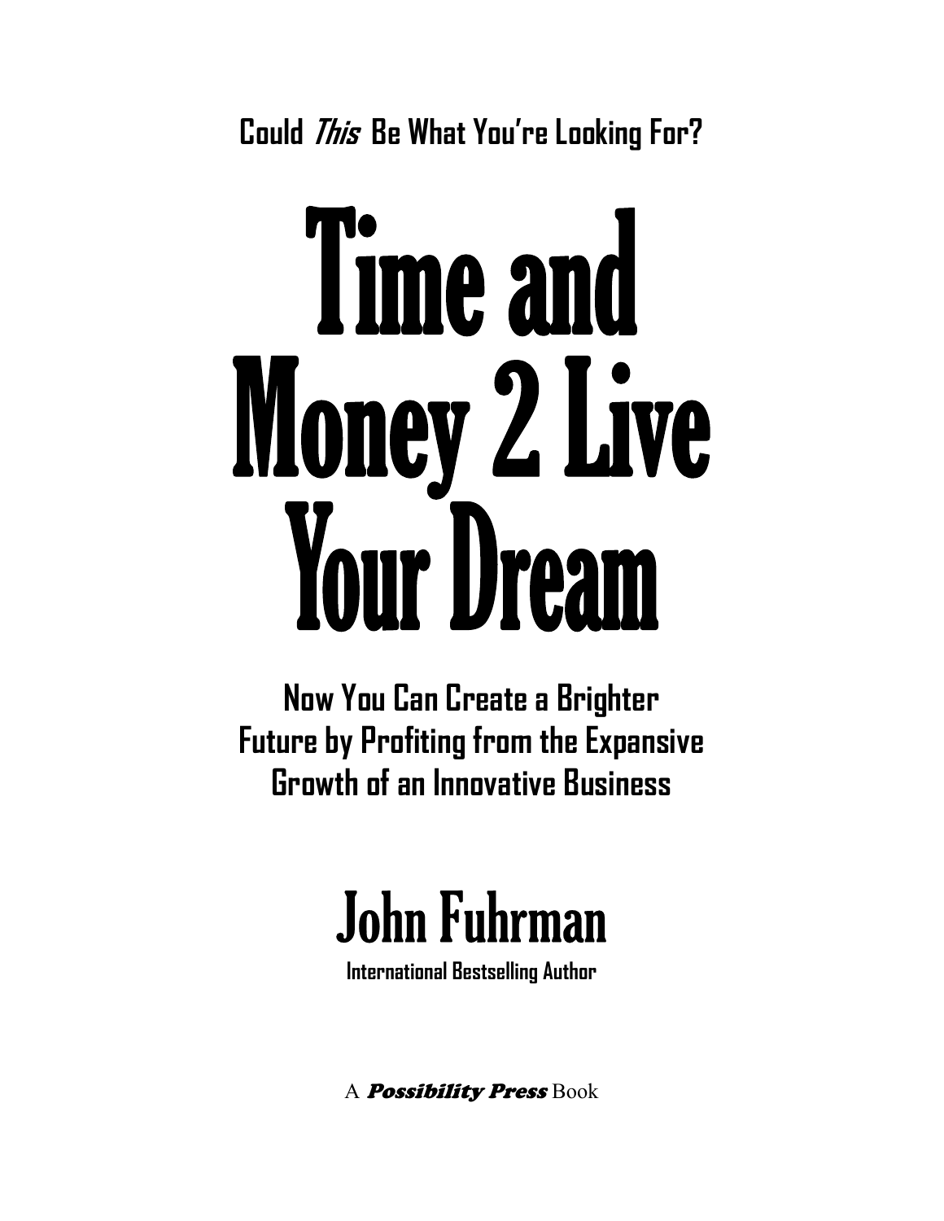**Could *This* Be What You're Looking For?**

# Time and Money 2 Live Your Dream

**Now You Can Create a Brighter Future by Profiting from the Expansive Growth of an Innovative Business**

## John Fuhrman

**International Bestselling Author**

A ***Possibility Press*** Book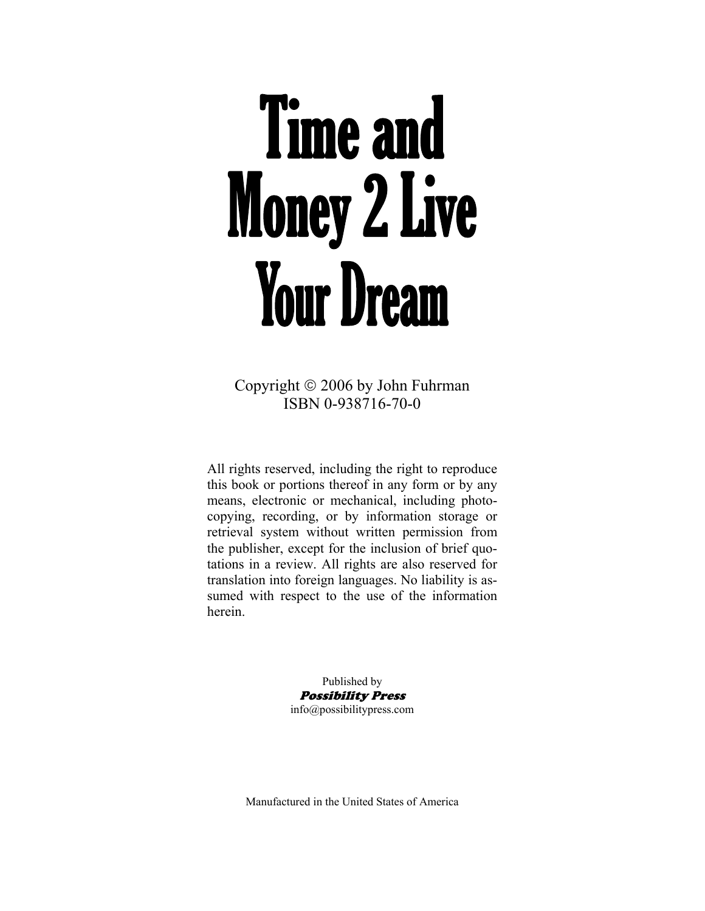# Time and Money 2 Live Your Dream

Copyright © 2006 by John Fuhrman
ISBN 0-938716-70-0

All rights reserved, including the right to reproduce this book or portions thereof in any form or by any means, electronic or mechanical, including photocopying, recording, or by information storage or retrieval system without written permission from the publisher, except for the inclusion of brief quotations in a review. All rights are also reserved for translation into foreign languages. No liability is assumed with respect to the use of the information herein.

Published by
***Possibility Press***
info@possibilitypress.com

Manufactured in the United States of America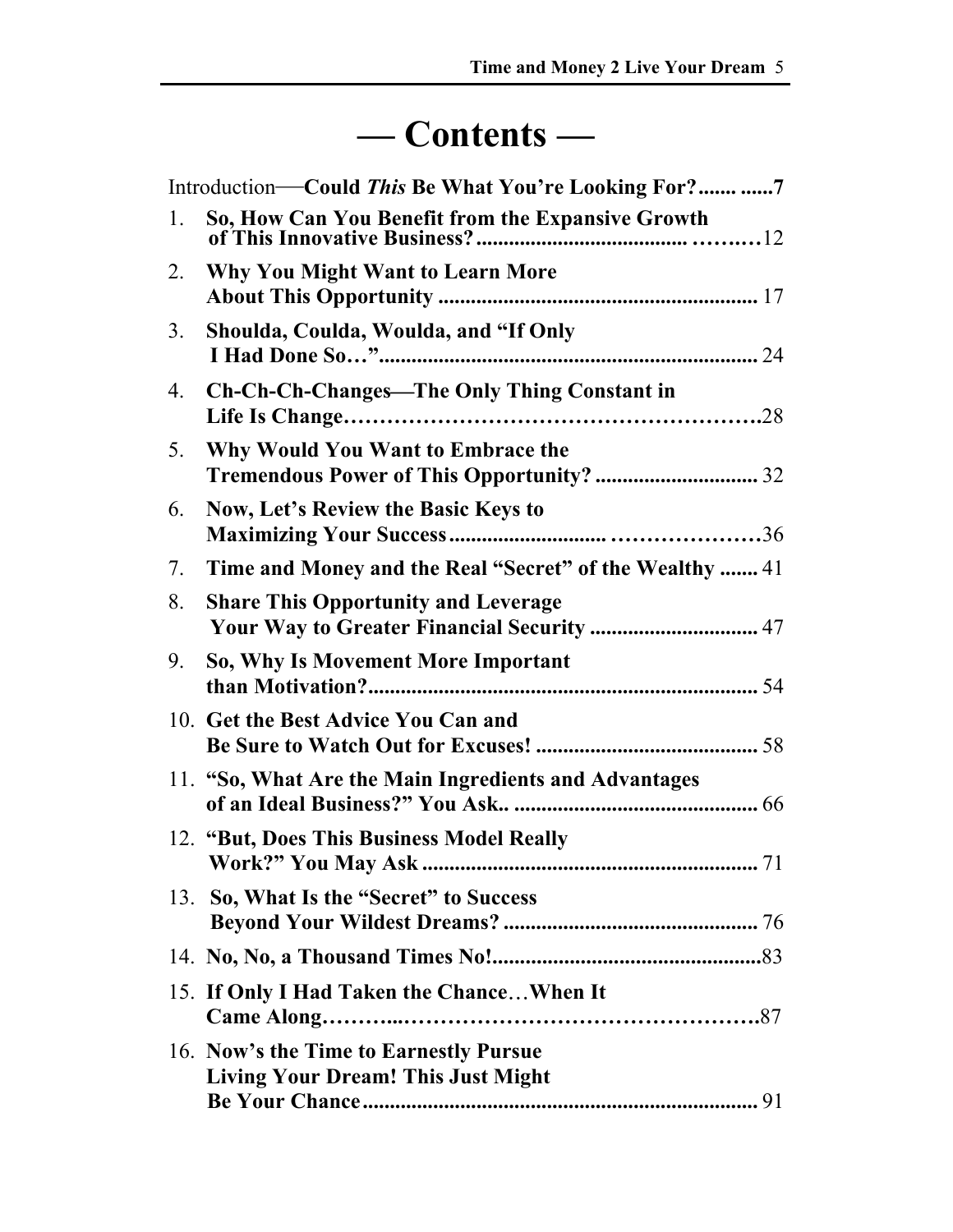# — Contents —

Introduction—**Could *This* Be What You're Looking For?....... ......7**

1. **So, How Can You Benefit from the Expansive Growth of This Innovative Business?...................................... ……..…**12
2. **Why You Might Want to Learn More About This Opportunity ..........................................................** 17
3. **Shoulda, Coulda, Woulda, and "If Only I Had Done So…"....................................................................** 24
4. **Ch-Ch-Ch-Changes—The Only Thing Constant in Life Is Change……………………………………………….**28
5. **Why Would You Want to Embrace the Tremendous Power of This Opportunity? ..............................** 32
6. **Now, Let's Review the Basic Keys to Maximizing Your Success............................ …………………**36
7. **Time and Money and the Real "Secret" of the Wealthy .......** 41
8. **Share This Opportunity and Leverage Your Way to Greater Financial Security ...............................** 47
9. **So, Why Is Movement More Important than Motivation?.......................................................................** 54
10. **Get the Best Advice You Can and Be Sure to Watch Out for Excuses! .........................................** 58
11. **"So, What Are the Main Ingredients and Advantages of an Ideal Business?" You Ask.. .............................................** 66
12. **"But, Does This Business Model Really Work?" You May Ask .............................................................** 71
13. **So, What Is the "Secret" to Success Beyond Your Wildest Dreams? ...............................................** 76
14. **No, No, a Thousand Times No!.................................................**83
15. **If Only I Had Taken the Chance…When It Came Along………...…………………………………………….**87
16. **Now's the Time to Earnestly Pursue Living Your Dream! This Just Might Be Your Chance........................................................................** 91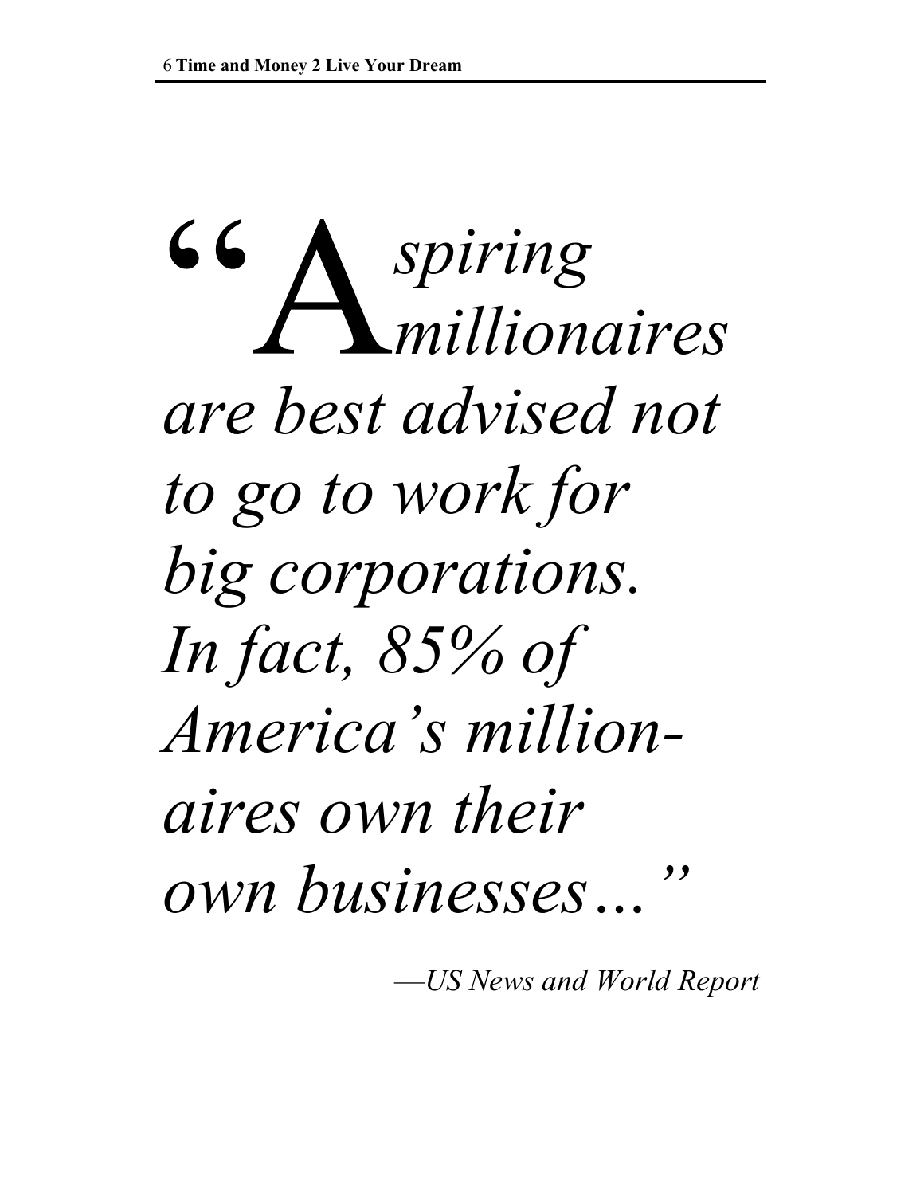*"Aspiring millionaires are best advised not to go to work for big corporations. In fact, 85% of America's millionaires own their own businesses..."*

*—US News and World Report*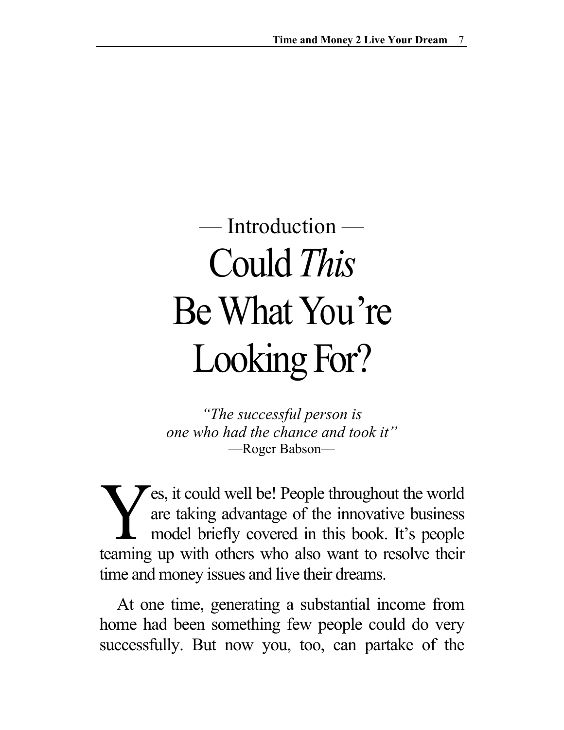— Introduction —

# Could *This* Be What You're Looking For?

*"The successful person is one who had the chance and took it"*
—Roger Babson—

Yes, it could well be! People throughout the world are taking advantage of the innovative business model briefly covered in this book. It's people teaming up with others who also want to resolve their time and money issues and live their dreams.

At one time, generating a substantial income from home had been something few people could do very successfully. But now you, too, can partake of the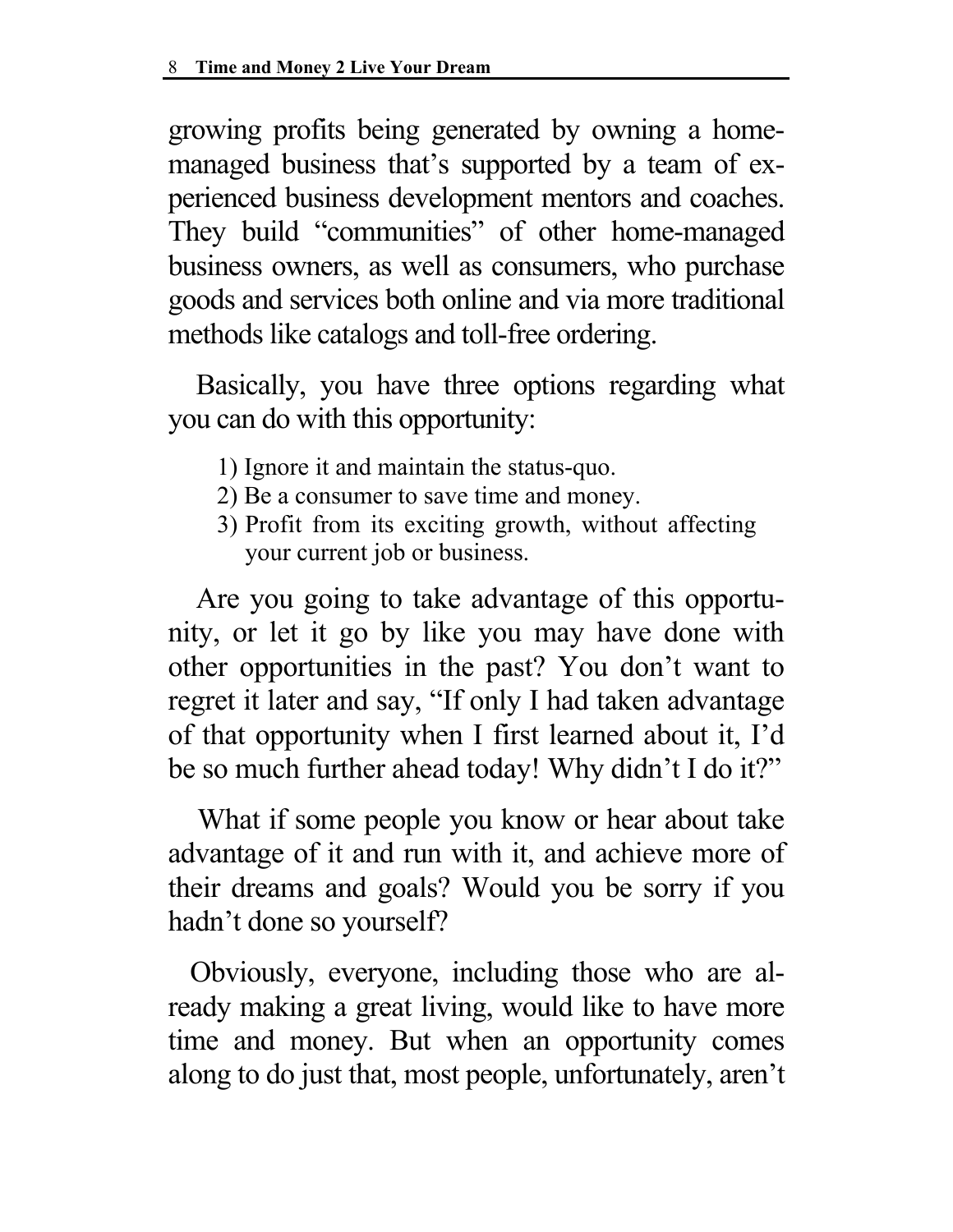growing profits being generated by owning a home-managed business that's supported by a team of experienced business development mentors and coaches. They build "communities" of other home-managed business owners, as well as consumers, who purchase goods and services both online and via more traditional methods like catalogs and toll-free ordering.

Basically, you have three options regarding what you can do with this opportunity:

1) Ignore it and maintain the status-quo.
2) Be a consumer to save time and money.
3) Profit from its exciting growth, without affecting your current job or business.

Are you going to take advantage of this opportunity, or let it go by like you may have done with other opportunities in the past? You don't want to regret it later and say, "If only I had taken advantage of that opportunity when I first learned about it, I'd be so much further ahead today! Why didn't I do it?"

What if some people you know or hear about take advantage of it and run with it, and achieve more of their dreams and goals? Would you be sorry if you hadn't done so yourself?

Obviously, everyone, including those who are already making a great living, would like to have more time and money. But when an opportunity comes along to do just that, most people, unfortunately, aren't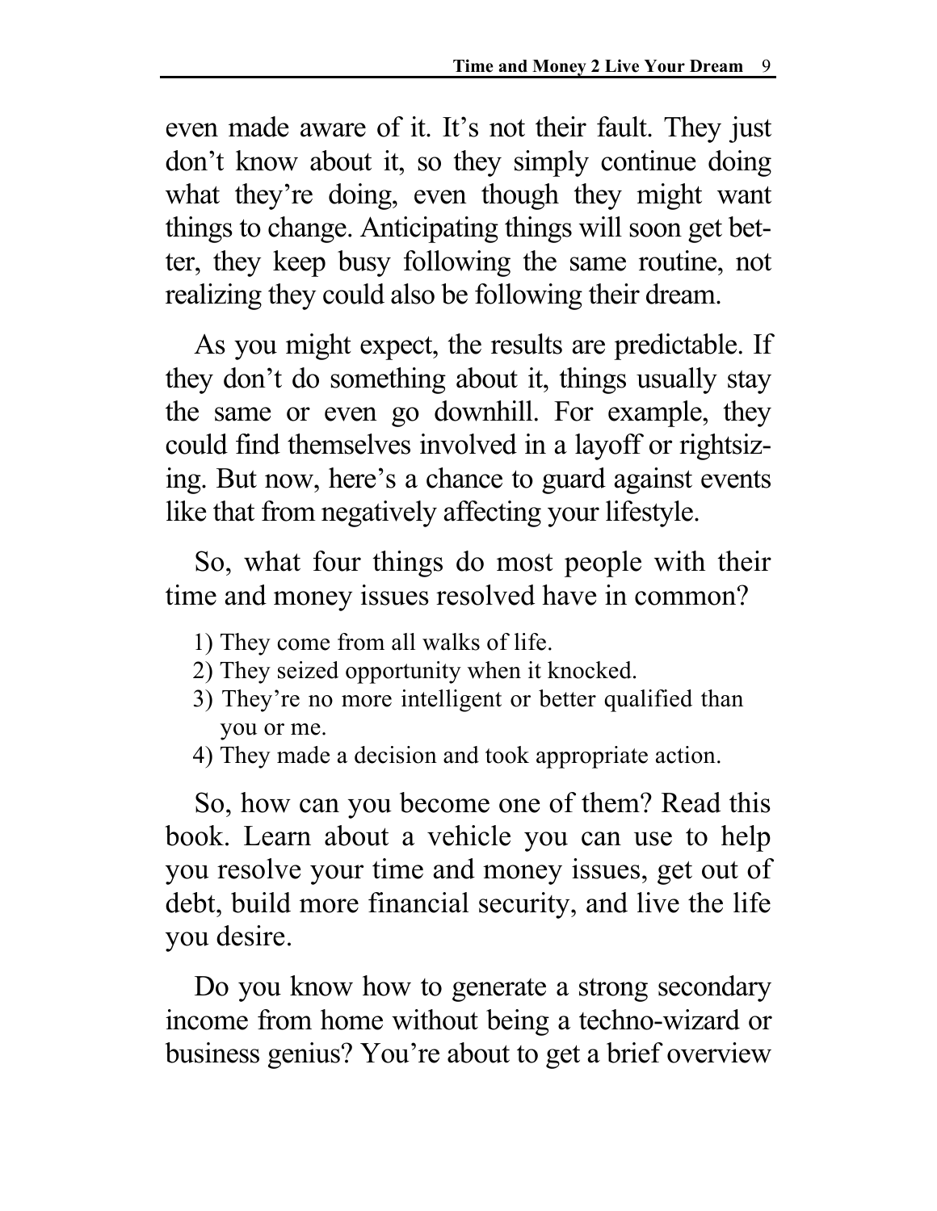even made aware of it. It's not their fault. They just don't know about it, so they simply continue doing what they're doing, even though they might want things to change. Anticipating things will soon get better, they keep busy following the same routine, not realizing they could also be following their dream.

As you might expect, the results are predictable. If they don't do something about it, things usually stay the same or even go downhill. For example, they could find themselves involved in a layoff or rightsizing. But now, here's a chance to guard against events like that from negatively affecting your lifestyle.

So, what four things do most people with their time and money issues resolved have in common?

1) They come from all walks of life.
2) They seized opportunity when it knocked.
3) They're no more intelligent or better qualified than you or me.
4) They made a decision and took appropriate action.

So, how can you become one of them? Read this book. Learn about a vehicle you can use to help you resolve your time and money issues, get out of debt, build more financial security, and live the life you desire.

Do you know how to generate a strong secondary income from home without being a techno-wizard or business genius? You're about to get a brief overview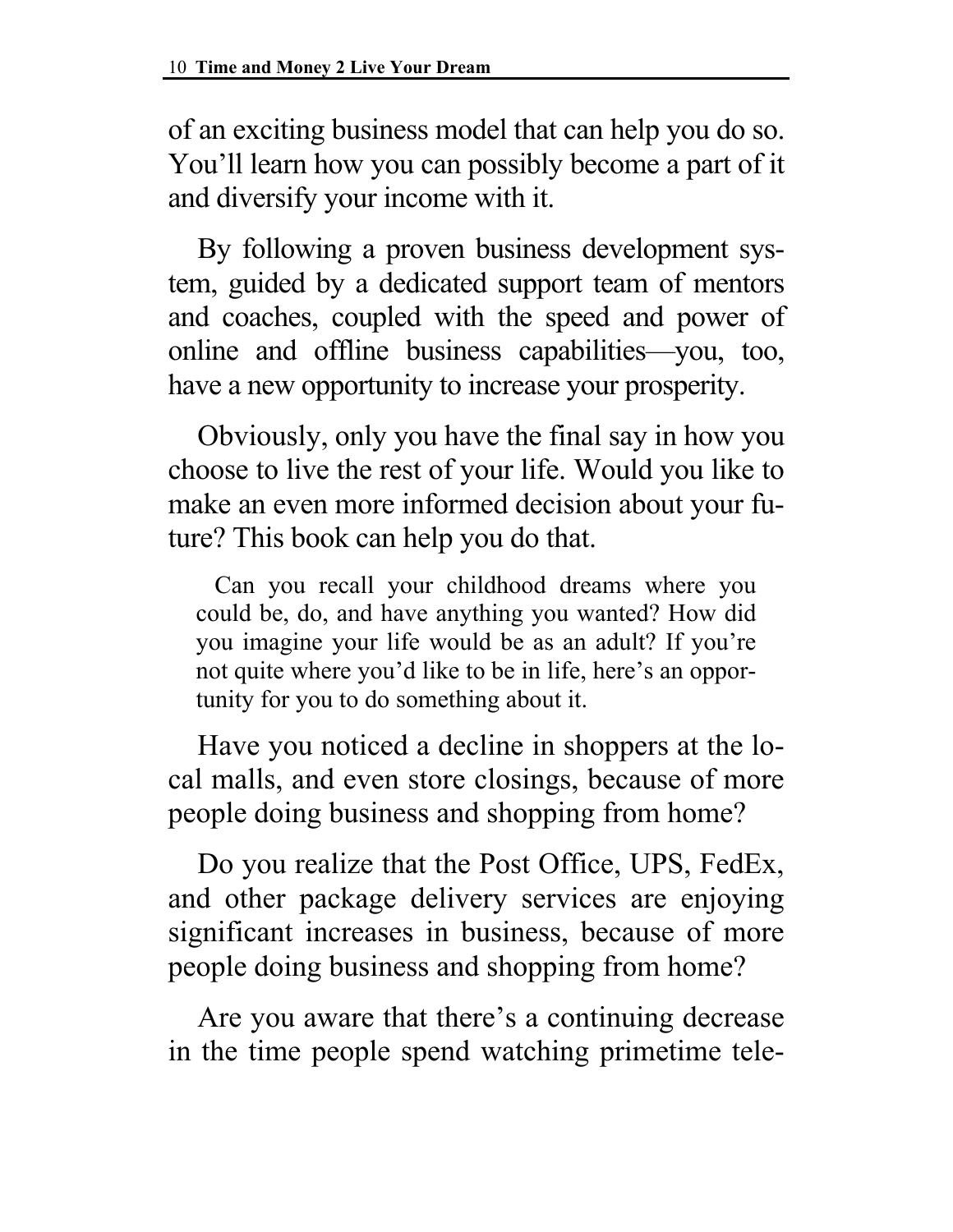of an exciting business model that can help you do so. You'll learn how you can possibly become a part of it and diversify your income with it.

By following a proven business development system, guided by a dedicated support team of mentors and coaches, coupled with the speed and power of online and offline business capabilities—you, too, have a new opportunity to increase your prosperity.

Obviously, only you have the final say in how you choose to live the rest of your life. Would you like to make an even more informed decision about your future? This book can help you do that.

> Can you recall your childhood dreams where you could be, do, and have anything you wanted? How did you imagine your life would be as an adult? If you're not quite where you'd like to be in life, here's an opportunity for you to do something about it.

Have you noticed a decline in shoppers at the local malls, and even store closings, because of more people doing business and shopping from home?

Do you realize that the Post Office, UPS, FedEx, and other package delivery services are enjoying significant increases in business, because of more people doing business and shopping from home?

Are you aware that there's a continuing decrease in the time people spend watching primetime tele-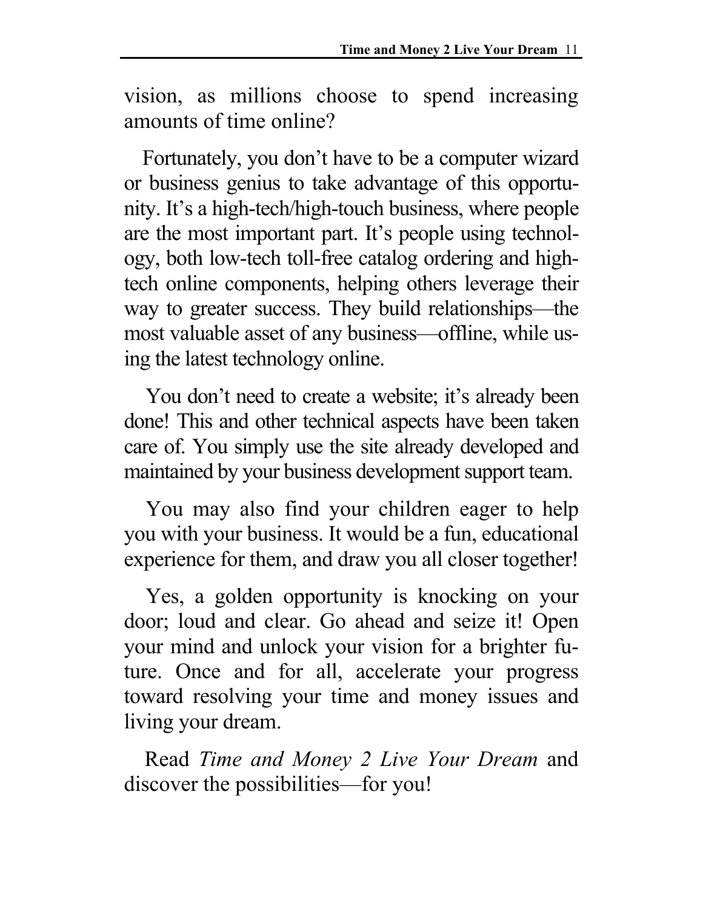vision, as millions choose to spend increasing amounts of time online?

Fortunately, you don't have to be a computer wizard or business genius to take advantage of this opportunity. It's a high-tech/high-touch business, where people are the most important part. It's people using technology, both low-tech toll-free catalog ordering and high-tech online components, helping others leverage their way to greater success. They build relationships—the most valuable asset of any business—offline, while using the latest technology online.

You don't need to create a website; it's already been done! This and other technical aspects have been taken care of. You simply use the site already developed and maintained by your business development support team.

You may also find your children eager to help you with your business. It would be a fun, educational experience for them, and draw you all closer together!

Yes, a golden opportunity is knocking on your door; loud and clear. Go ahead and seize it! Open your mind and unlock your vision for a brighter future. Once and for all, accelerate your progress toward resolving your time and money issues and living your dream.

Read *Time and Money 2 Live Your Dream* and discover the possibilities—for you!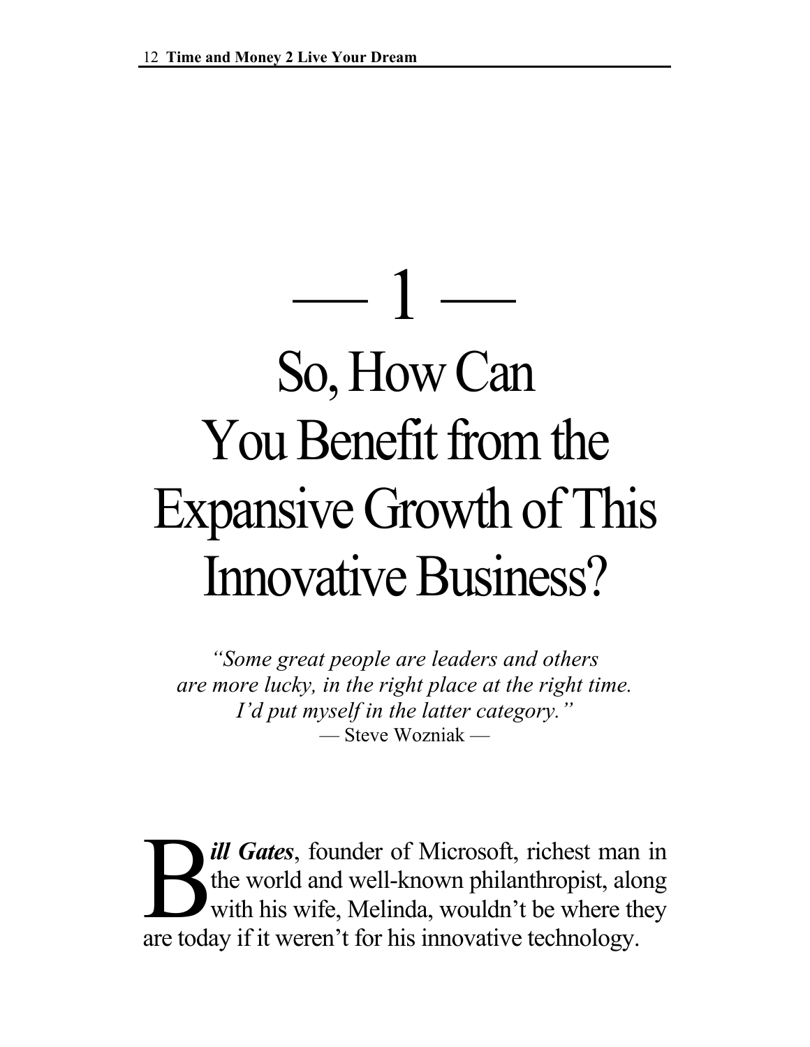# — 1 —
# So, How Can You Benefit from the Expansive Growth of This Innovative Business?

*"Some great people are leaders and others are more lucky, in the right place at the right time. I'd put myself in the latter category."*
— Steve Wozniak —

***Bill Gates***, founder of Microsoft, richest man in the world and well-known philanthropist, along with his wife, Melinda, wouldn't be where they are today if it weren't for his innovative technology.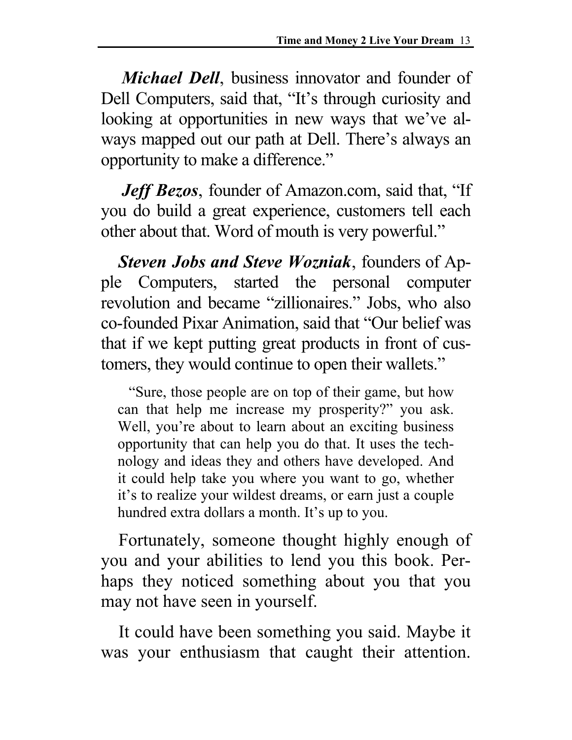***Michael Dell***, business innovator and founder of Dell Computers, said that, "It's through curiosity and looking at opportunities in new ways that we've always mapped out our path at Dell. There's always an opportunity to make a difference."

***Jeff Bezos***, founder of Amazon.com, said that, "If you do build a great experience, customers tell each other about that. Word of mouth is very powerful."

***Steven Jobs and Steve Wozniak***, founders of Apple Computers, started the personal computer revolution and became "zillionaires." Jobs, who also co-founded Pixar Animation, said that "Our belief was that if we kept putting great products in front of customers, they would continue to open their wallets."

> "Sure, those people are on top of their game, but how can that help me increase my prosperity?" you ask. Well, you're about to learn about an exciting business opportunity that can help you do that. It uses the technology and ideas they and others have developed. And it could help take you where you want to go, whether it's to realize your wildest dreams, or earn just a couple hundred extra dollars a month. It's up to you.

Fortunately, someone thought highly enough of you and your abilities to lend you this book. Perhaps they noticed something about you that you may not have seen in yourself.

It could have been something you said. Maybe it was your enthusiasm that caught their attention.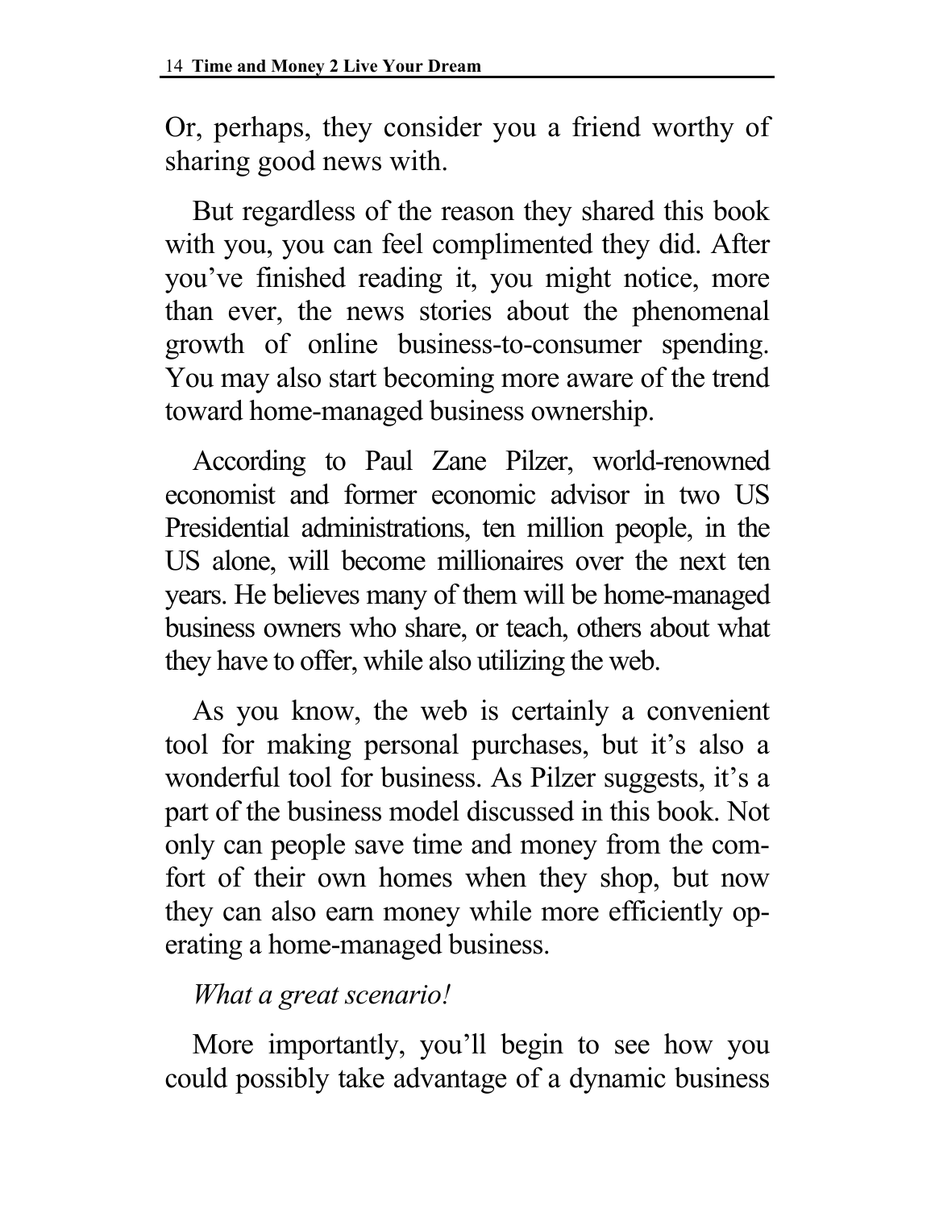Or, perhaps, they consider you a friend worthy of sharing good news with.

But regardless of the reason they shared this book with you, you can feel complimented they did. After you've finished reading it, you might notice, more than ever, the news stories about the phenomenal growth of online business-to-consumer spending. You may also start becoming more aware of the trend toward home-managed business ownership.

According to Paul Zane Pilzer, world-renowned economist and former economic advisor in two US Presidential administrations, ten million people, in the US alone, will become millionaires over the next ten years. He believes many of them will be home-managed business owners who share, or teach, others about what they have to offer, while also utilizing the web.

As you know, the web is certainly a convenient tool for making personal purchases, but it's also a wonderful tool for business. As Pilzer suggests, it's a part of the business model discussed in this book. Not only can people save time and money from the comfort of their own homes when they shop, but now they can also earn money while more efficiently operating a home-managed business.

*What a great scenario!*

More importantly, you'll begin to see how you could possibly take advantage of a dynamic business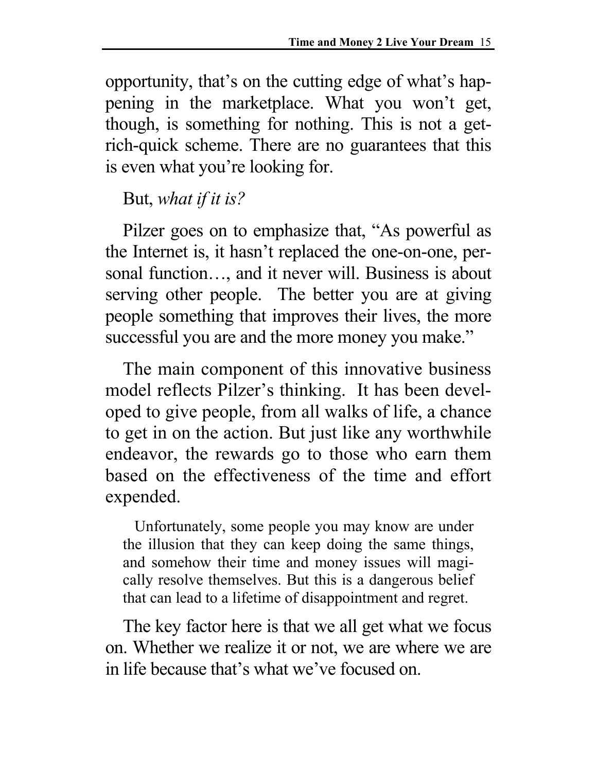opportunity, that's on the cutting edge of what's happening in the marketplace. What you won't get, though, is something for nothing. This is not a get-rich-quick scheme. There are no guarantees that this is even what you're looking for.

But, *what if it is?*

Pilzer goes on to emphasize that, "As powerful as the Internet is, it hasn't replaced the one-on-one, personal function…, and it never will. Business is about serving other people. The better you are at giving people something that improves their lives, the more successful you are and the more money you make."

The main component of this innovative business model reflects Pilzer's thinking. It has been developed to give people, from all walks of life, a chance to get in on the action. But just like any worthwhile endeavor, the rewards go to those who earn them based on the effectiveness of the time and effort expended.

> Unfortunately, some people you may know are under the illusion that they can keep doing the same things, and somehow their time and money issues will magically resolve themselves. But this is a dangerous belief that can lead to a lifetime of disappointment and regret.

The key factor here is that we all get what we focus on. Whether we realize it or not, we are where we are in life because that's what we've focused on.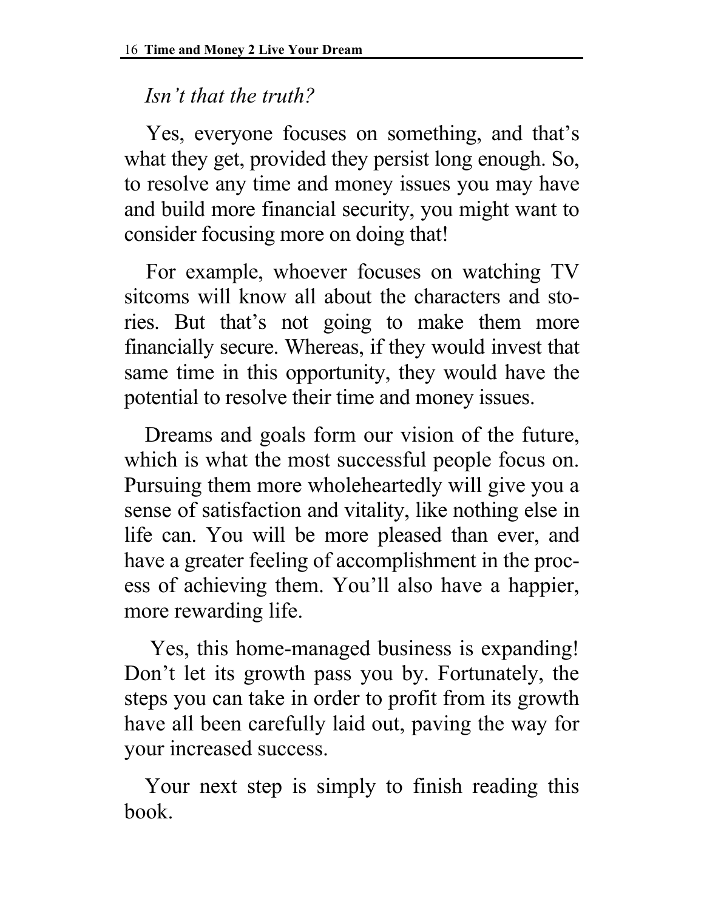*Isn't that the truth?*

Yes, everyone focuses on something, and that's what they get, provided they persist long enough. So, to resolve any time and money issues you may have and build more financial security, you might want to consider focusing more on doing that!

For example, whoever focuses on watching TV sitcoms will know all about the characters and stories. But that's not going to make them more financially secure. Whereas, if they would invest that same time in this opportunity, they would have the potential to resolve their time and money issues.

Dreams and goals form our vision of the future, which is what the most successful people focus on. Pursuing them more wholeheartedly will give you a sense of satisfaction and vitality, like nothing else in life can. You will be more pleased than ever, and have a greater feeling of accomplishment in the process of achieving them. You'll also have a happier, more rewarding life.

Yes, this home-managed business is expanding! Don't let its growth pass you by. Fortunately, the steps you can take in order to profit from its growth have all been carefully laid out, paving the way for your increased success.

Your next step is simply to finish reading this book.